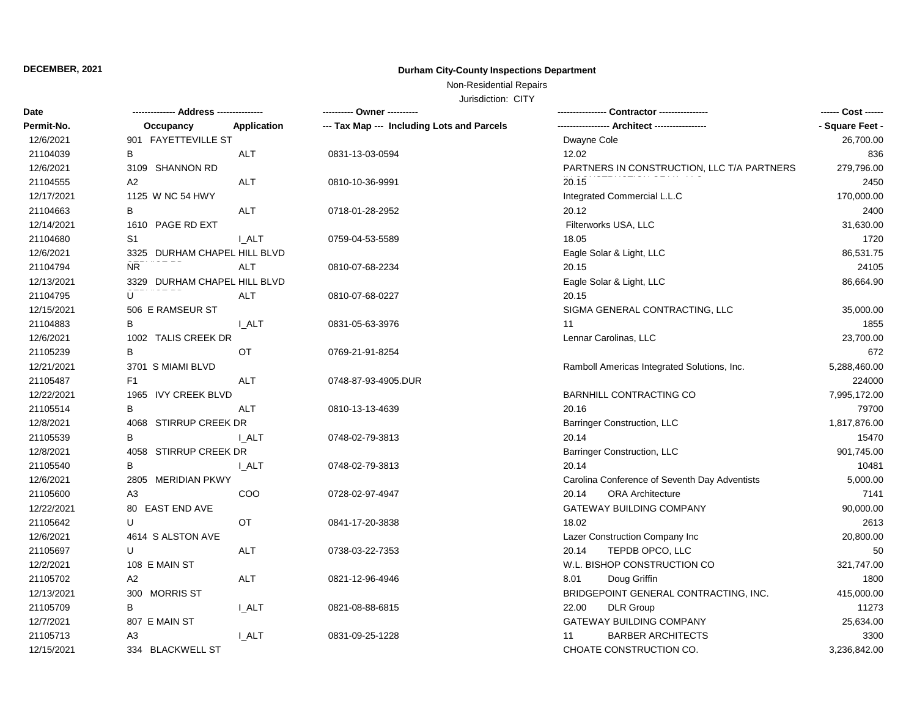**DECEMBER, 2021**

# Durham City-County Inspections Department

Non-Residential Repairs

Jurisdiction: CITY

| Date / Permit-No. | Address / Occupancy | Application | Owner / Tax Map --- Including Lots and Parcels | Contractor / Architect | Cost / Square Feet |
|---|---|---|---|---|---|
| 12/6/2021 | 901 FAYETTEVILLE ST | | | Dwayne Cole | 26,700.00 |
| 21104039 | B | ALT | 0831-13-03-0594 | 12.02 | 836 |
| 12/6/2021 | 3109 SHANNON RD | | | PARTNERS IN CONSTRUCTION, LLC T/A PARTNERS | 279,796.00 |
| 21104555 | A2 | ALT | 0810-10-36-9991 | 20.15 | 2450 |
| 12/17/2021 | 1125 W NC 54 HWY | | | Integrated Commercial L.L.C | 170,000.00 |
| 21104663 | B | ALT | 0718-01-28-2952 | 20.12 | 2400 |
| 12/14/2021 | 1610 PAGE RD EXT | | | Filterworks USA, LLC | 31,630.00 |
| 21104680 | S1 | I_ALT | 0759-04-53-5589 | 18.05 | 1720 |
| 12/6/2021 | 3325 DURHAM CHAPEL HILL BLVD | | | Eagle Solar & Light, LLC | 86,531.75 |
| 21104794 | NR | ALT | 0810-07-68-2234 | 20.15 | 24105 |
| 12/13/2021 | 3329 DURHAM CHAPEL HILL BLVD | | | Eagle Solar & Light, LLC | 86,664.90 |
| 21104795 | U | ALT | 0810-07-68-0227 | 20.15 | |
| 12/15/2021 | 506 E RAMSEUR ST | | | SIGMA GENERAL CONTRACTING, LLC | 35,000.00 |
| 21104883 | B | I_ALT | 0831-05-63-3976 | 11 | 1855 |
| 12/6/2021 | 1002 TALIS CREEK DR | | | Lennar Carolinas, LLC | 23,700.00 |
| 21105239 | B | OT | 0769-21-91-8254 | | 672 |
| 12/21/2021 | 3701 S MIAMI BLVD | | | Ramboll Americas Integrated Solutions, Inc. | 5,288,460.00 |
| 21105487 | F1 | ALT | 0748-87-93-4905.DUR | | 224000 |
| 12/22/2021 | 1965 IVY CREEK BLVD | | | BARNHILL CONTRACTING CO | 7,995,172.00 |
| 21105514 | B | ALT | 0810-13-13-4639 | 20.16 | 79700 |
| 12/8/2021 | 4068 STIRRUP CREEK DR | | | Barringer Construction, LLC | 1,817,876.00 |
| 21105539 | B | I_ALT | 0748-02-79-3813 | 20.14 | 15470 |
| 12/8/2021 | 4058 STIRRUP CREEK DR | | | Barringer Construction, LLC | 901,745.00 |
| 21105540 | B | I_ALT | 0748-02-79-3813 | 20.14 | 10481 |
| 12/6/2021 | 2805 MERIDIAN PKWY | | | Carolina Conference of Seventh Day Adventists | 5,000.00 |
| 21105600 | A3 | COO | 0728-02-97-4947 | 20.14 ORA Architecture | 7141 |
| 12/22/2021 | 80 EAST END AVE | | | GATEWAY BUILDING COMPANY | 90,000.00 |
| 21105642 | U | OT | 0841-17-20-3838 | 18.02 | 2613 |
| 12/6/2021 | 4614 S ALSTON AVE | | | Lazer Construction Company Inc | 20,800.00 |
| 21105697 | U | ALT | 0738-03-22-7353 | 20.14 TEPDB OPCO, LLC | 50 |
| 12/2/2021 | 108 E MAIN ST | | | W.L. BISHOP CONSTRUCTION CO | 321,747.00 |
| 21105702 | A2 | ALT | 0821-12-96-4946 | 8.01 Doug Griffin | 1800 |
| 12/13/2021 | 300 MORRIS ST | | | BRIDGEPOINT GENERAL CONTRACTING, INC. | 415,000.00 |
| 21105709 | B | I_ALT | 0821-08-88-6815 | 22.00 DLR Group | 11273 |
| 12/7/2021 | 807 E MAIN ST | | | GATEWAY BUILDING COMPANY | 25,634.00 |
| 21105713 | A3 | I_ALT | 0831-09-25-1228 | 11 BARBER ARCHITECTS | 3300 |
| 12/15/2021 | 334 BLACKWELL ST | | | CHOATE CONSTRUCTION CO. | 3,236,842.00 |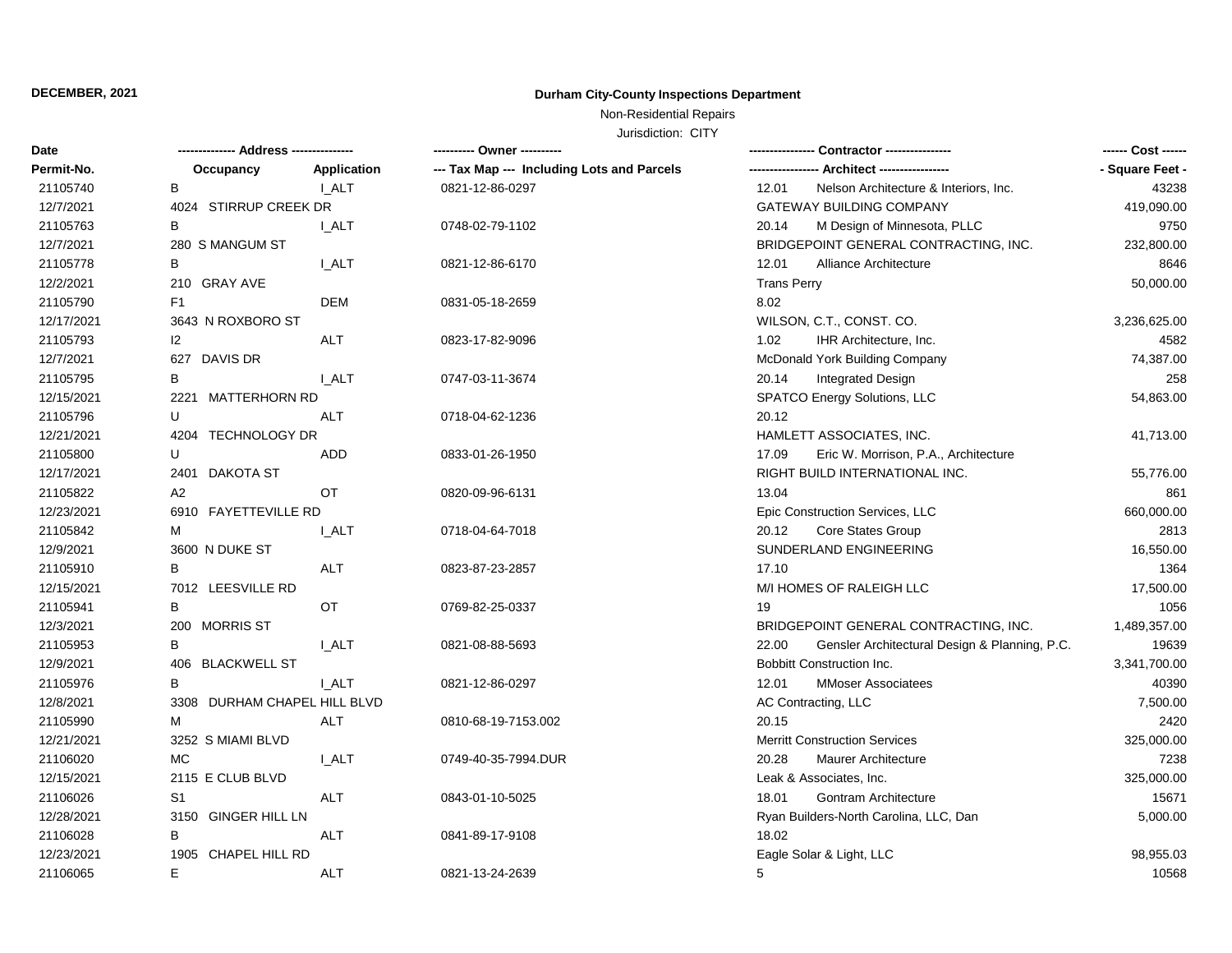**DECEMBER, 2021**

# Durham City-County Inspections Department

Non-Residential Repairs

Jurisdiction: CITY

| Date / Permit-No. | Address / Occupancy | Application | Owner / Tax Map --- Including Lots and Parcels | Contractor / Architect | Cost / Square Feet |
|---|---|---|---|---|---|
| 21105740 | B | I_ALT | 0821-12-86-0297 | 12.01 Nelson Architecture & Interiors, Inc. | 43238 |
| 12/7/2021 | 4024 STIRRUP CREEK DR | | | GATEWAY BUILDING COMPANY | 419,090.00 |
| 21105763 | B | I_ALT | 0748-02-79-1102 | 20.14 M Design of Minnesota, PLLC | 9750 |
| 12/7/2021 | 280 S MANGUM ST | | | BRIDGEPOINT GENERAL CONTRACTING, INC. | 232,800.00 |
| 21105778 | B | I_ALT | 0821-12-86-6170 | 12.01 Alliance Architecture | 8646 |
| 12/2/2021 | 210 GRAY AVE | | | Trans Perry | 50,000.00 |
| 21105790 | F1 | DEM | 0831-05-18-2659 | 8.02 | |
| 12/17/2021 | 3643 N ROXBORO ST | | | WILSON, C.T., CONST. CO. | 3,236,625.00 |
| 21105793 | I2 | ALT | 0823-17-82-9096 | 1.02 IHR Architecture, Inc. | 4582 |
| 12/7/2021 | 627 DAVIS DR | | | McDonald York Building Company | 74,387.00 |
| 21105795 | B | I_ALT | 0747-03-11-3674 | 20.14 Integrated Design | 258 |
| 12/15/2021 | 2221 MATTERHORN RD | | | SPATCO Energy Solutions, LLC | 54,863.00 |
| 21105796 | U | ALT | 0718-04-62-1236 | 20.12 | |
| 12/21/2021 | 4204 TECHNOLOGY DR | | | HAMLETT ASSOCIATES, INC. | 41,713.00 |
| 21105800 | U | ADD | 0833-01-26-1950 | 17.09 Eric W. Morrison, P.A., Architecture | |
| 12/17/2021 | 2401 DAKOTA ST | | | RIGHT BUILD INTERNATIONAL INC. | 55,776.00 |
| 21105822 | A2 | OT | 0820-09-96-6131 | 13.04 | 861 |
| 12/23/2021 | 6910 FAYETTEVILLE RD | | | Epic Construction Services, LLC | 660,000.00 |
| 21105842 | M | I_ALT | 0718-04-64-7018 | 20.12 Core States Group | 2813 |
| 12/9/2021 | 3600 N DUKE ST | | | SUNDERLAND ENGINEERING | 16,550.00 |
| 21105910 | B | ALT | 0823-87-23-2857 | 17.10 | 1364 |
| 12/15/2021 | 7012 LEESVILLE RD | | | M/I HOMES OF RALEIGH LLC | 17,500.00 |
| 21105941 | B | OT | 0769-82-25-0337 | 19 | 1056 |
| 12/3/2021 | 200 MORRIS ST | | | BRIDGEPOINT GENERAL CONTRACTING, INC. | 1,489,357.00 |
| 21105953 | B | I_ALT | 0821-08-88-5693 | 22.00 Gensler Architectural Design & Planning, P.C. | 19639 |
| 12/9/2021 | 406 BLACKWELL ST | | | Bobbitt Construction Inc. | 3,341,700.00 |
| 21105976 | B | I_ALT | 0821-12-86-0297 | 12.01 MMoser Associatees | 40390 |
| 12/8/2021 | 3308 DURHAM CHAPEL HILL BLVD | | | AC Contracting, LLC | 7,500.00 |
| 21105990 | M | ALT | 0810-68-19-7153.002 | 20.15 | 2420 |
| 12/21/2021 | 3252 S MIAMI BLVD | | | Merritt Construction Services | 325,000.00 |
| 21106020 | MC | I_ALT | 0749-40-35-7994.DUR | 20.28 Maurer Architecture | 7238 |
| 12/15/2021 | 2115 E CLUB BLVD | | | Leak & Associates, Inc. | 325,000.00 |
| 21106026 | S1 | ALT | 0843-01-10-5025 | 18.01 Gontram Architecture | 15671 |
| 12/28/2021 | 3150 GINGER HILL LN | | | Ryan Builders-North Carolina, LLC, Dan | 5,000.00 |
| 21106028 | B | ALT | 0841-89-17-9108 | 18.02 | |
| 12/23/2021 | 1905 CHAPEL HILL RD | | | Eagle Solar & Light, LLC | 98,955.03 |
| 21106065 | E | ALT | 0821-13-24-2639 | 5 | 10568 |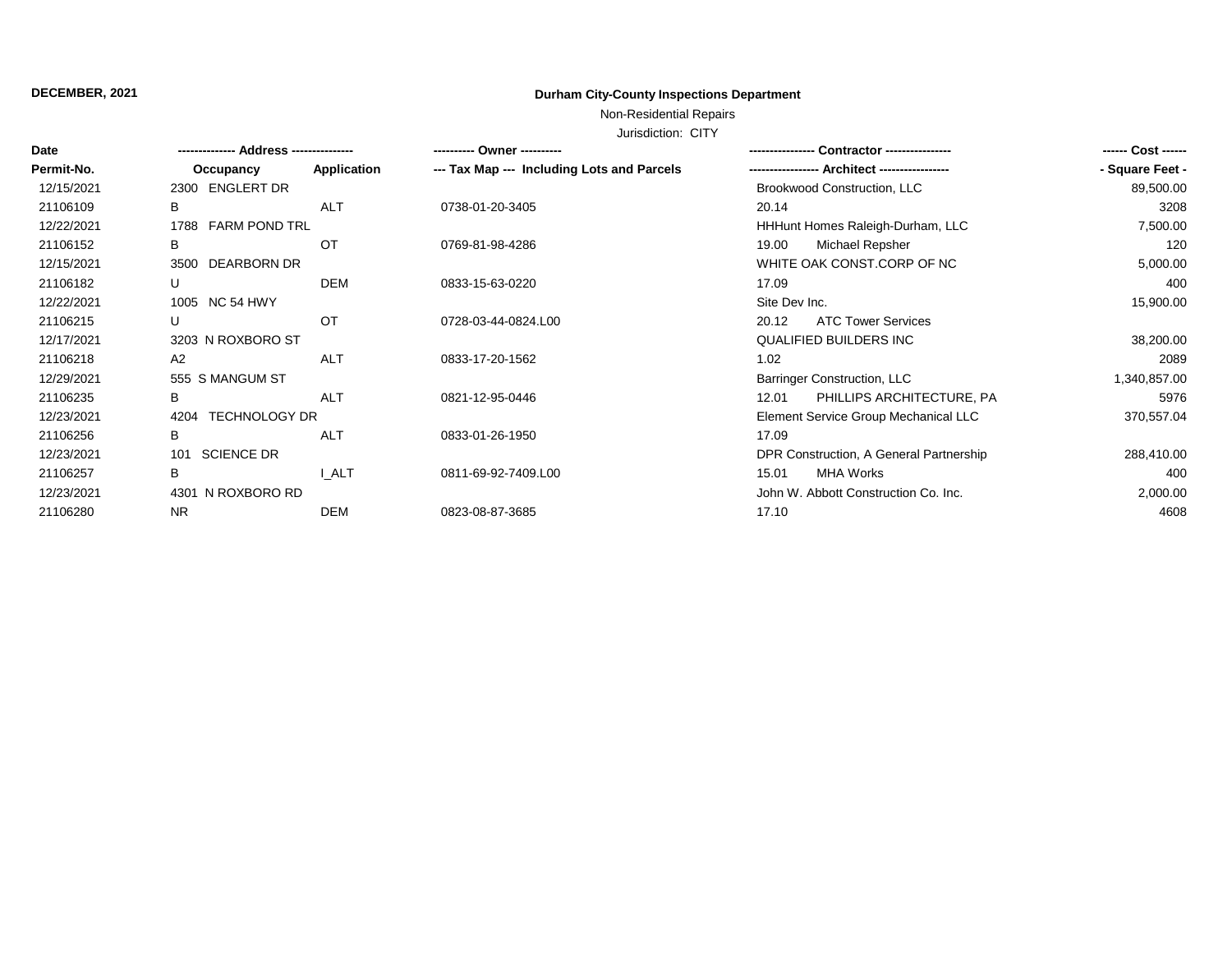**DECEMBER, 2021**

**Durham City-County Inspections Department**

Non-Residential Repairs

Jurisdiction: CITY

| Date | -------------- Address --------------- | | ---------- Owner ---------- | ---------------- Contractor ---------------- | | ------ Cost ------ |
|---|---|---|---|---|---|---|
| Permit-No. | Occupancy | Application | --- Tax Map --- Including Lots and Parcels | ----------------- Architect ----------------- | | - Square Feet - |
| 12/15/2021 | 2300 ENGLERT DR | | | Brookwood Construction, LLC | | 89,500.00 |
| 21106109 | B | ALT | 0738-01-20-3405 | 20.14 | | 3208 |
| 12/22/2021 | 1788 FARM POND TRL | | | HHHunt Homes Raleigh-Durham, LLC | | 7,500.00 |
| 21106152 | B | OT | 0769-81-98-4286 | 19.00 | Michael Repsher | 120 |
| 12/15/2021 | 3500 DEARBORN DR | | | WHITE OAK CONST.CORP OF NC | | 5,000.00 |
| 21106182 | U | DEM | 0833-15-63-0220 | 17.09 | | 400 |
| 12/22/2021 | 1005 NC 54 HWY | | | Site Dev Inc. | | 15,900.00 |
| 21106215 | U | OT | 0728-03-44-0824.L00 | 20.12 | ATC Tower Services | |
| 12/17/2021 | 3203 N ROXBORO ST | | | QUALIFIED BUILDERS INC | | 38,200.00 |
| 21106218 | A2 | ALT | 0833-17-20-1562 | 1.02 | | 2089 |
| 12/29/2021 | 555 S MANGUM ST | | | Barringer Construction, LLC | | 1,340,857.00 |
| 21106235 | B | ALT | 0821-12-95-0446 | 12.01 | PHILLIPS ARCHITECTURE, PA | 5976 |
| 12/23/2021 | 4204 TECHNOLOGY DR | | | Element Service Group Mechanical LLC | | 370,557.04 |
| 21106256 | B | ALT | 0833-01-26-1950 | 17.09 | | |
| 12/23/2021 | 101 SCIENCE DR | | | DPR Construction, A General Partnership | | 288,410.00 |
| 21106257 | B | I_ALT | 0811-69-92-7409.L00 | 15.01 | MHA Works | 400 |
| 12/23/2021 | 4301 N ROXBORO RD | | | John W. Abbott Construction Co. Inc. | | 2,000.00 |
| 21106280 | NR | DEM | 0823-08-87-3685 | 17.10 | | 4608 |